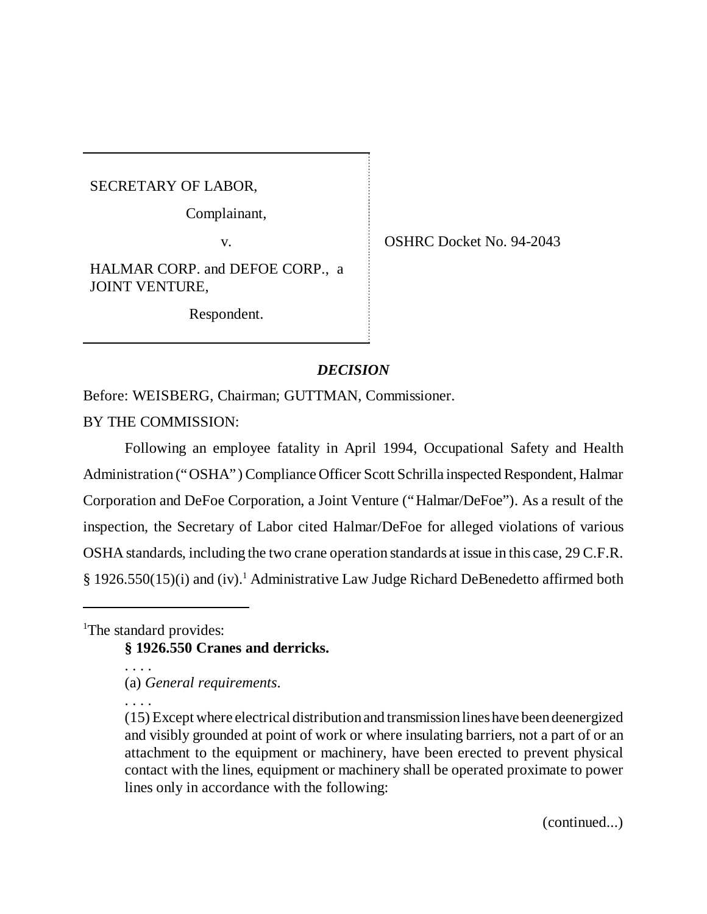SECRETARY OF LABOR,

Complainant,

v.

HALMAR CORP. and DEFOE CORP., a JOINT VENTURE,

Respondent.

OSHRC Docket No. 94-2043

## *DECISION*

Before: WEISBERG, Chairman; GUTTMAN, Commissioner.

BY THE COMMISSION:

Following an employee fatality in April 1994, Occupational Safety and Health Administration ("OSHA") Compliance Officer Scott Schrilla inspected Respondent, Halmar Corporation and DeFoe Corporation, a Joint Venture ("Halmar/DeFoe"). As a result of the inspection, the Secretary of Labor cited Halmar/DeFoe for alleged violations of various OSHA standards, including the two crane operation standards at issue in this case, 29 C.F.R. § 1926.550(15)(i) and (iv).[1] Administrative Law Judge Richard DeBenedetto affirmed both

---

[1]The standard provides:

> **§ 1926.550 Cranes and derricks.**
>
> . . . .
>
> (a) *General requirements*.
>
> . . . .
>
> (15) Except where electrical distribution and transmission lines have been deenergized and visibly grounded at point of work or where insulating barriers, not a part of or an attachment to the equipment or machinery, have been erected to prevent physical contact with the lines, equipment or machinery shall be operated proximate to power lines only in accordance with the following:

(continued...)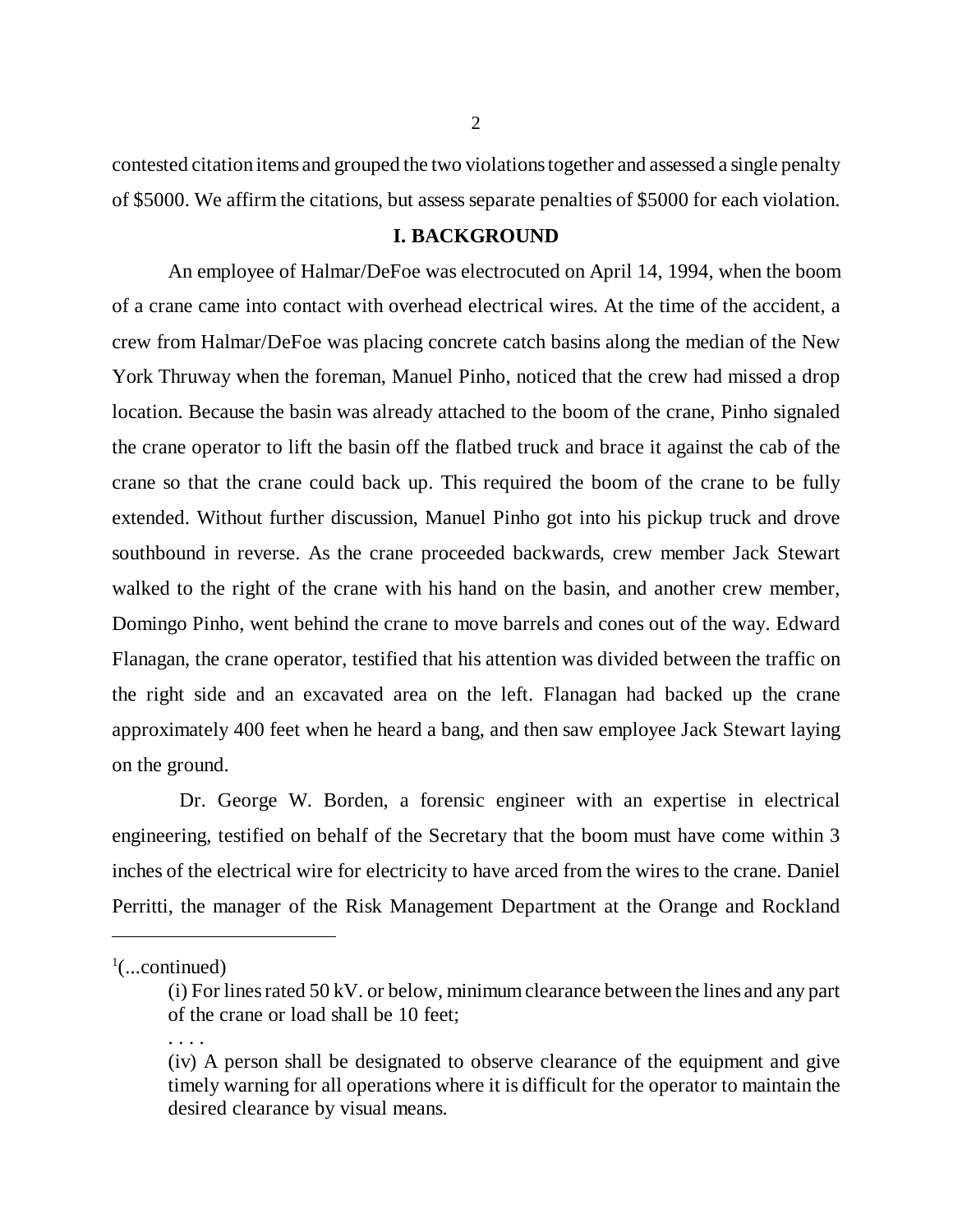contested citation items and grouped the two violations together and assessed a single penalty of $5000. We affirm the citations, but assess separate penalties of $5000 for each violation.

## I. BACKGROUND

An employee of Halmar/DeFoe was electrocuted on April 14, 1994, when the boom of a crane came into contact with overhead electrical wires. At the time of the accident, a crew from Halmar/DeFoe was placing concrete catch basins along the median of the New York Thruway when the foreman, Manuel Pinho, noticed that the crew had missed a drop location. Because the basin was already attached to the boom of the crane, Pinho signaled the crane operator to lift the basin off the flatbed truck and brace it against the cab of the crane so that the crane could back up. This required the boom of the crane to be fully extended. Without further discussion, Manuel Pinho got into his pickup truck and drove southbound in reverse. As the crane proceeded backwards, crew member Jack Stewart walked to the right of the crane with his hand on the basin, and another crew member, Domingo Pinho, went behind the crane to move barrels and cones out of the way. Edward Flanagan, the crane operator, testified that his attention was divided between the traffic on the right side and an excavated area on the left. Flanagan had backed up the crane approximately 400 feet when he heard a bang, and then saw employee Jack Stewart laying on the ground.

Dr. George W. Borden, a forensic engineer with an expertise in electrical engineering, testified on behalf of the Secretary that the boom must have come within 3 inches of the electrical wire for electricity to have arced from the wires to the crane. Daniel Perritti, the manager of the Risk Management Department at the Orange and Rockland

---

[1](...continued)

(i) For lines rated 50 kV. or below, minimum clearance between the lines and any part of the crane or load shall be 10 feet;

. . . .

(iv) A person shall be designated to observe clearance of the equipment and give timely warning for all operations where it is difficult for the operator to maintain the desired clearance by visual means.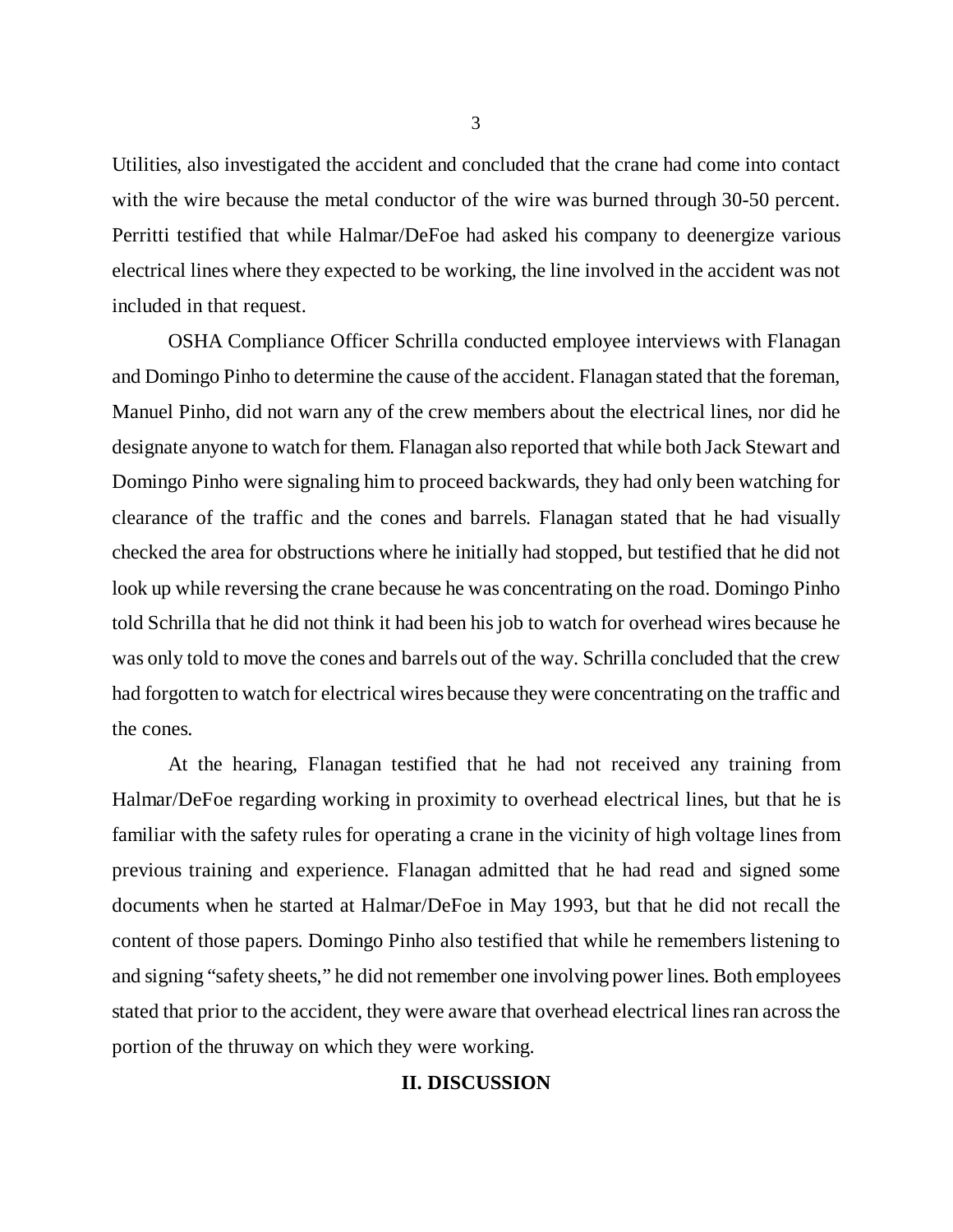Utilities, also investigated the accident and concluded that the crane had come into contact with the wire because the metal conductor of the wire was burned through 30-50 percent. Perritti testified that while Halmar/DeFoe had asked his company to deenergize various electrical lines where they expected to be working, the line involved in the accident was not included in that request.

OSHA Compliance Officer Schrilla conducted employee interviews with Flanagan and Domingo Pinho to determine the cause of the accident. Flanagan stated that the foreman, Manuel Pinho, did not warn any of the crew members about the electrical lines, nor did he designate anyone to watch for them. Flanagan also reported that while both Jack Stewart and Domingo Pinho were signaling him to proceed backwards, they had only been watching for clearance of the traffic and the cones and barrels. Flanagan stated that he had visually checked the area for obstructions where he initially had stopped, but testified that he did not look up while reversing the crane because he was concentrating on the road. Domingo Pinho told Schrilla that he did not think it had been his job to watch for overhead wires because he was only told to move the cones and barrels out of the way. Schrilla concluded that the crew had forgotten to watch for electrical wires because they were concentrating on the traffic and the cones.

At the hearing, Flanagan testified that he had not received any training from Halmar/DeFoe regarding working in proximity to overhead electrical lines, but that he is familiar with the safety rules for operating a crane in the vicinity of high voltage lines from previous training and experience. Flanagan admitted that he had read and signed some documents when he started at Halmar/DeFoe in May 1993, but that he did not recall the content of those papers. Domingo Pinho also testified that while he remembers listening to and signing "safety sheets," he did not remember one involving power lines. Both employees stated that prior to the accident, they were aware that overhead electrical lines ran across the portion of the thruway on which they were working.

## II. DISCUSSION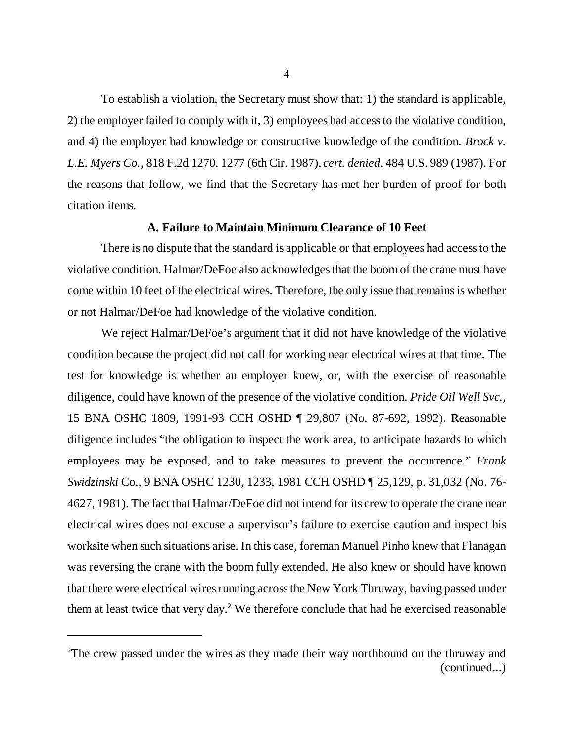To establish a violation, the Secretary must show that: 1) the standard is applicable, 2) the employer failed to comply with it, 3) employees had access to the violative condition, and 4) the employer had knowledge or constructive knowledge of the condition. *Brock v. L.E. Myers Co.*, 818 F.2d 1270, 1277 (6th Cir. 1987), *cert. denied*, 484 U.S. 989 (1987). For the reasons that follow, we find that the Secretary has met her burden of proof for both citation items.

### A. Failure to Maintain Minimum Clearance of 10 Feet

There is no dispute that the standard is applicable or that employees had access to the violative condition. Halmar/DeFoe also acknowledges that the boom of the crane must have come within 10 feet of the electrical wires. Therefore, the only issue that remains is whether or not Halmar/DeFoe had knowledge of the violative condition.

We reject Halmar/DeFoe's argument that it did not have knowledge of the violative condition because the project did not call for working near electrical wires at that time. The test for knowledge is whether an employer knew, or, with the exercise of reasonable diligence, could have known of the presence of the violative condition. *Pride Oil Well Svc.*, 15 BNA OSHC 1809, 1991-93 CCH OSHD ¶ 29,807 (No. 87-692, 1992). Reasonable diligence includes "the obligation to inspect the work area, to anticipate hazards to which employees may be exposed, and to take measures to prevent the occurrence." *Frank Swidzinski* Co., 9 BNA OSHC 1230, 1233, 1981 CCH OSHD ¶ 25,129, p. 31,032 (No. 76-4627, 1981). The fact that Halmar/DeFoe did not intend for its crew to operate the crane near electrical wires does not excuse a supervisor's failure to exercise caution and inspect his worksite when such situations arise. In this case, foreman Manuel Pinho knew that Flanagan was reversing the crane with the boom fully extended. He also knew or should have known that there were electrical wires running across the New York Thruway, having passed under them at least twice that very day.[2] We therefore conclude that had he exercised reasonable

---

[2]The crew passed under the wires as they made their way northbound on the thruway and (continued...)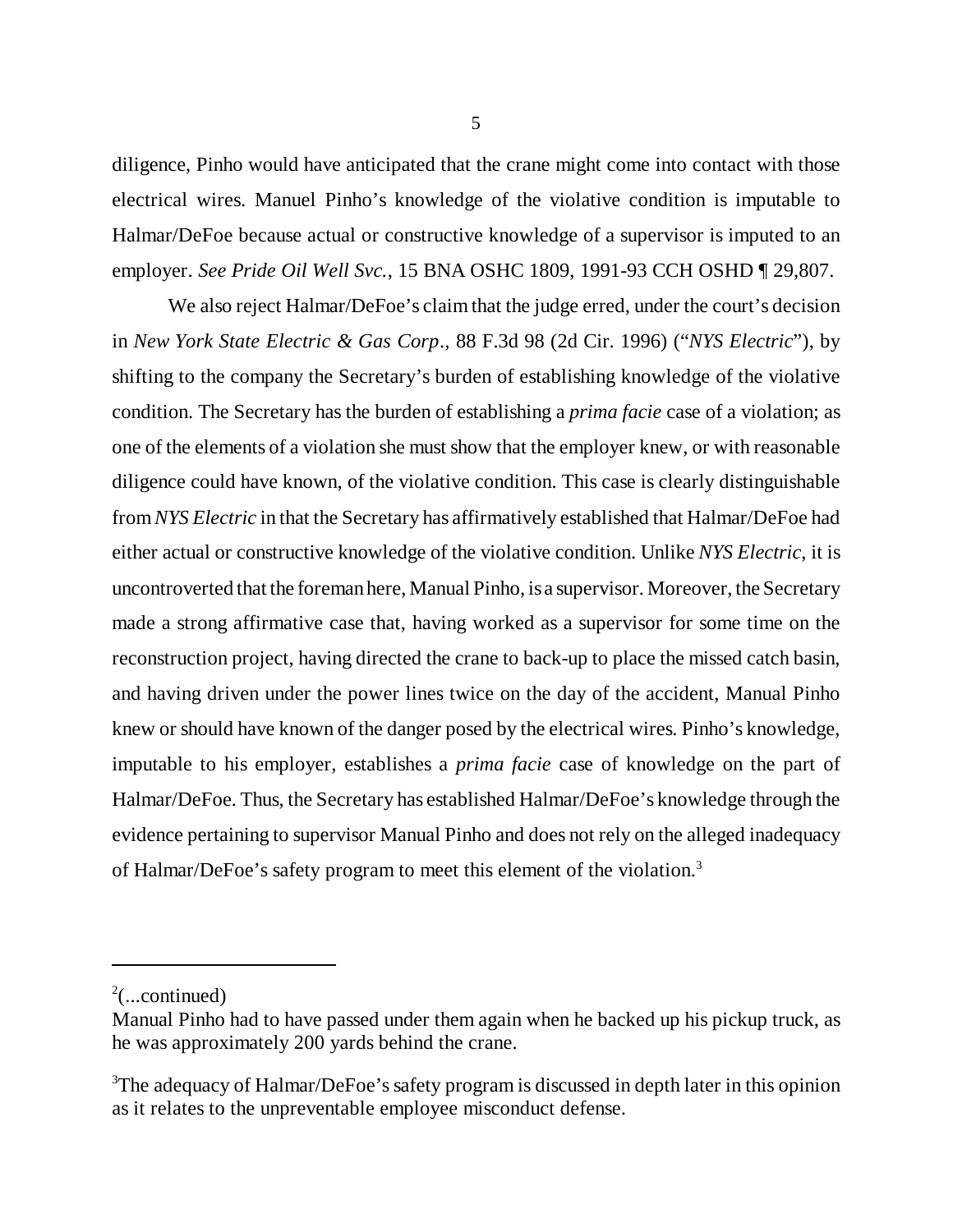diligence, Pinho would have anticipated that the crane might come into contact with those electrical wires. Manuel Pinho's knowledge of the violative condition is imputable to Halmar/DeFoe because actual or constructive knowledge of a supervisor is imputed to an employer. *See Pride Oil Well Svc.*, 15 BNA OSHC 1809, 1991-93 CCH OSHD ¶ 29,807.

We also reject Halmar/DeFoe's claim that the judge erred, under the court's decision in *New York State Electric & Gas Corp*., 88 F.3d 98 (2d Cir. 1996) ("*NYS Electric*"), by shifting to the company the Secretary's burden of establishing knowledge of the violative condition. The Secretary has the burden of establishing a *prima facie* case of a violation; as one of the elements of a violation she must show that the employer knew, or with reasonable diligence could have known, of the violative condition. This case is clearly distinguishable from *NYS Electric* in that the Secretary has affirmatively established that Halmar/DeFoe had either actual or constructive knowledge of the violative condition. Unlike *NYS Electric*, it is uncontroverted that the foreman here, Manual Pinho, is a supervisor. Moreover, the Secretary made a strong affirmative case that, having worked as a supervisor for some time on the reconstruction project, having directed the crane to back-up to place the missed catch basin, and having driven under the power lines twice on the day of the accident, Manual Pinho knew or should have known of the danger posed by the electrical wires. Pinho's knowledge, imputable to his employer, establishes a *prima facie* case of knowledge on the part of Halmar/DeFoe. Thus, the Secretary has established Halmar/DeFoe's knowledge through the evidence pertaining to supervisor Manual Pinho and does not rely on the alleged inadequacy of Halmar/DeFoe's safety program to meet this element of the violation.[3]

---

[2](...continued)
Manual Pinho had to have passed under them again when he backed up his pickup truck, as he was approximately 200 yards behind the crane.

[3]The adequacy of Halmar/DeFoe's safety program is discussed in depth later in this opinion as it relates to the unpreventable employee misconduct defense.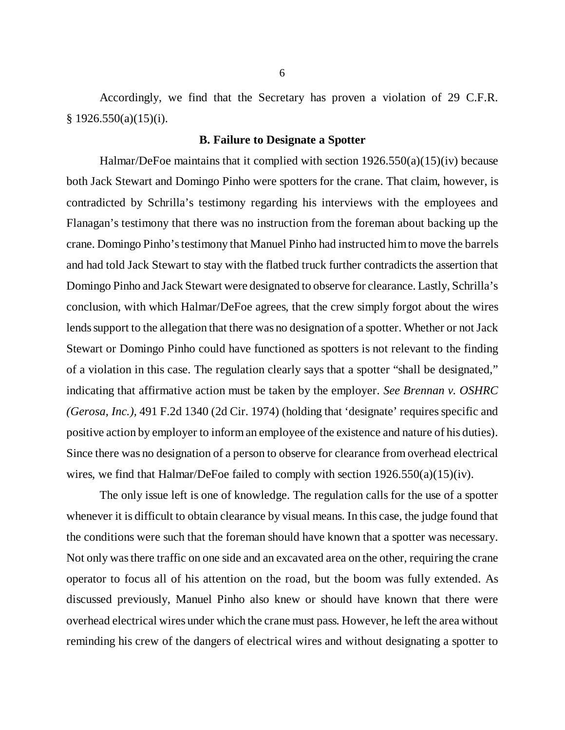Accordingly, we find that the Secretary has proven a violation of 29 C.F.R. § 1926.550(a)(15)(i).

### B. Failure to Designate a Spotter

Halmar/DeFoe maintains that it complied with section 1926.550(a)(15)(iv) because both Jack Stewart and Domingo Pinho were spotters for the crane. That claim, however, is contradicted by Schrilla's testimony regarding his interviews with the employees and Flanagan's testimony that there was no instruction from the foreman about backing up the crane. Domingo Pinho's testimony that Manuel Pinho had instructed him to move the barrels and had told Jack Stewart to stay with the flatbed truck further contradicts the assertion that Domingo Pinho and Jack Stewart were designated to observe for clearance. Lastly, Schrilla's conclusion, with which Halmar/DeFoe agrees, that the crew simply forgot about the wires lends support to the allegation that there was no designation of a spotter. Whether or not Jack Stewart or Domingo Pinho could have functioned as spotters is not relevant to the finding of a violation in this case. The regulation clearly says that a spotter "shall be designated," indicating that affirmative action must be taken by the employer. *See Brennan v. OSHRC (Gerosa, Inc.)*, 491 F.2d 1340 (2d Cir. 1974) (holding that 'designate' requires specific and positive action by employer to inform an employee of the existence and nature of his duties). Since there was no designation of a person to observe for clearance from overhead electrical wires, we find that Halmar/DeFoe failed to comply with section 1926.550(a)(15)(iv).

The only issue left is one of knowledge. The regulation calls for the use of a spotter whenever it is difficult to obtain clearance by visual means. In this case, the judge found that the conditions were such that the foreman should have known that a spotter was necessary. Not only was there traffic on one side and an excavated area on the other, requiring the crane operator to focus all of his attention on the road, but the boom was fully extended. As discussed previously, Manuel Pinho also knew or should have known that there were overhead electrical wires under which the crane must pass. However, he left the area without reminding his crew of the dangers of electrical wires and without designating a spotter to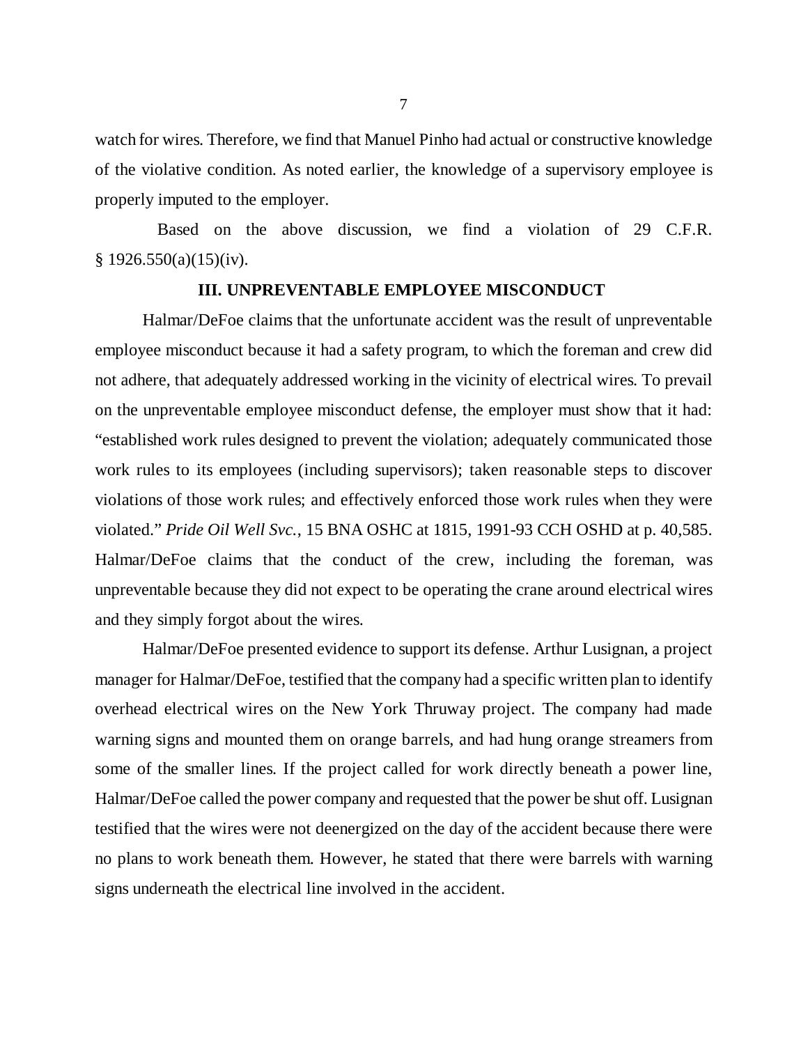watch for wires. Therefore, we find that Manuel Pinho had actual or constructive knowledge of the violative condition. As noted earlier, the knowledge of a supervisory employee is properly imputed to the employer.

Based on the above discussion, we find a violation of 29 C.F.R. § 1926.550(a)(15)(iv).

### III. UNPREVENTABLE EMPLOYEE MISCONDUCT

Halmar/DeFoe claims that the unfortunate accident was the result of unpreventable employee misconduct because it had a safety program, to which the foreman and crew did not adhere, that adequately addressed working in the vicinity of electrical wires. To prevail on the unpreventable employee misconduct defense, the employer must show that it had: "established work rules designed to prevent the violation; adequately communicated those work rules to its employees (including supervisors); taken reasonable steps to discover violations of those work rules; and effectively enforced those work rules when they were violated." *Pride Oil Well Svc.*, 15 BNA OSHC at 1815, 1991-93 CCH OSHD at p. 40,585. Halmar/DeFoe claims that the conduct of the crew, including the foreman, was unpreventable because they did not expect to be operating the crane around electrical wires and they simply forgot about the wires.

Halmar/DeFoe presented evidence to support its defense. Arthur Lusignan, a project manager for Halmar/DeFoe, testified that the company had a specific written plan to identify overhead electrical wires on the New York Thruway project. The company had made warning signs and mounted them on orange barrels, and had hung orange streamers from some of the smaller lines. If the project called for work directly beneath a power line, Halmar/DeFoe called the power company and requested that the power be shut off. Lusignan testified that the wires were not deenergized on the day of the accident because there were no plans to work beneath them. However, he stated that there were barrels with warning signs underneath the electrical line involved in the accident.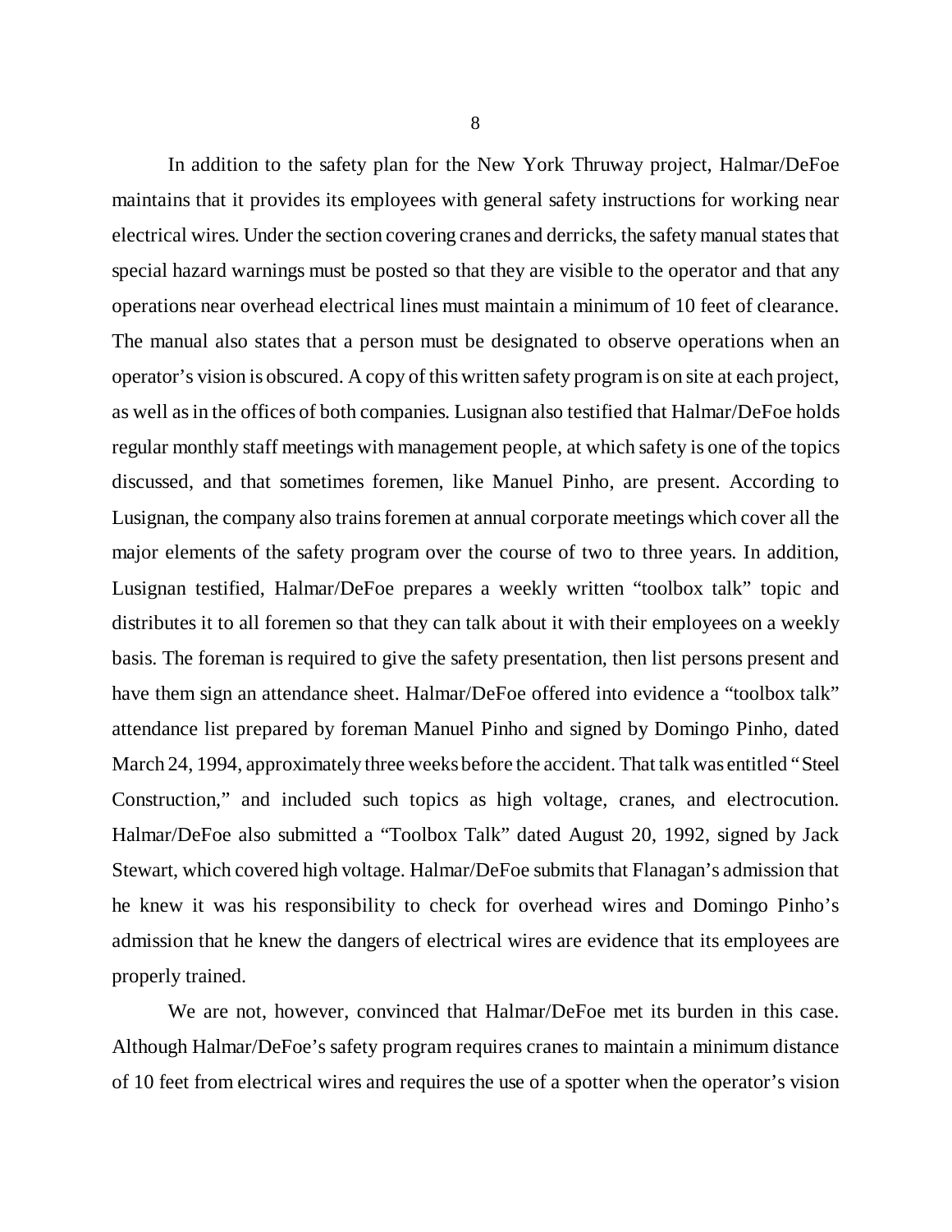In addition to the safety plan for the New York Thruway project, Halmar/DeFoe maintains that it provides its employees with general safety instructions for working near electrical wires. Under the section covering cranes and derricks, the safety manual states that special hazard warnings must be posted so that they are visible to the operator and that any operations near overhead electrical lines must maintain a minimum of 10 feet of clearance. The manual also states that a person must be designated to observe operations when an operator's vision is obscured. A copy of this written safety program is on site at each project, as well as in the offices of both companies. Lusignan also testified that Halmar/DeFoe holds regular monthly staff meetings with management people, at which safety is one of the topics discussed, and that sometimes foremen, like Manuel Pinho, are present. According to Lusignan, the company also trains foremen at annual corporate meetings which cover all the major elements of the safety program over the course of two to three years. In addition, Lusignan testified, Halmar/DeFoe prepares a weekly written "toolbox talk" topic and distributes it to all foremen so that they can talk about it with their employees on a weekly basis. The foreman is required to give the safety presentation, then list persons present and have them sign an attendance sheet. Halmar/DeFoe offered into evidence a "toolbox talk" attendance list prepared by foreman Manuel Pinho and signed by Domingo Pinho, dated March 24, 1994, approximately three weeks before the accident. That talk was entitled "Steel Construction," and included such topics as high voltage, cranes, and electrocution. Halmar/DeFoe also submitted a "Toolbox Talk" dated August 20, 1992, signed by Jack Stewart, which covered high voltage. Halmar/DeFoe submits that Flanagan's admission that he knew it was his responsibility to check for overhead wires and Domingo Pinho's admission that he knew the dangers of electrical wires are evidence that its employees are properly trained.

We are not, however, convinced that Halmar/DeFoe met its burden in this case. Although Halmar/DeFoe's safety program requires cranes to maintain a minimum distance of 10 feet from electrical wires and requires the use of a spotter when the operator's vision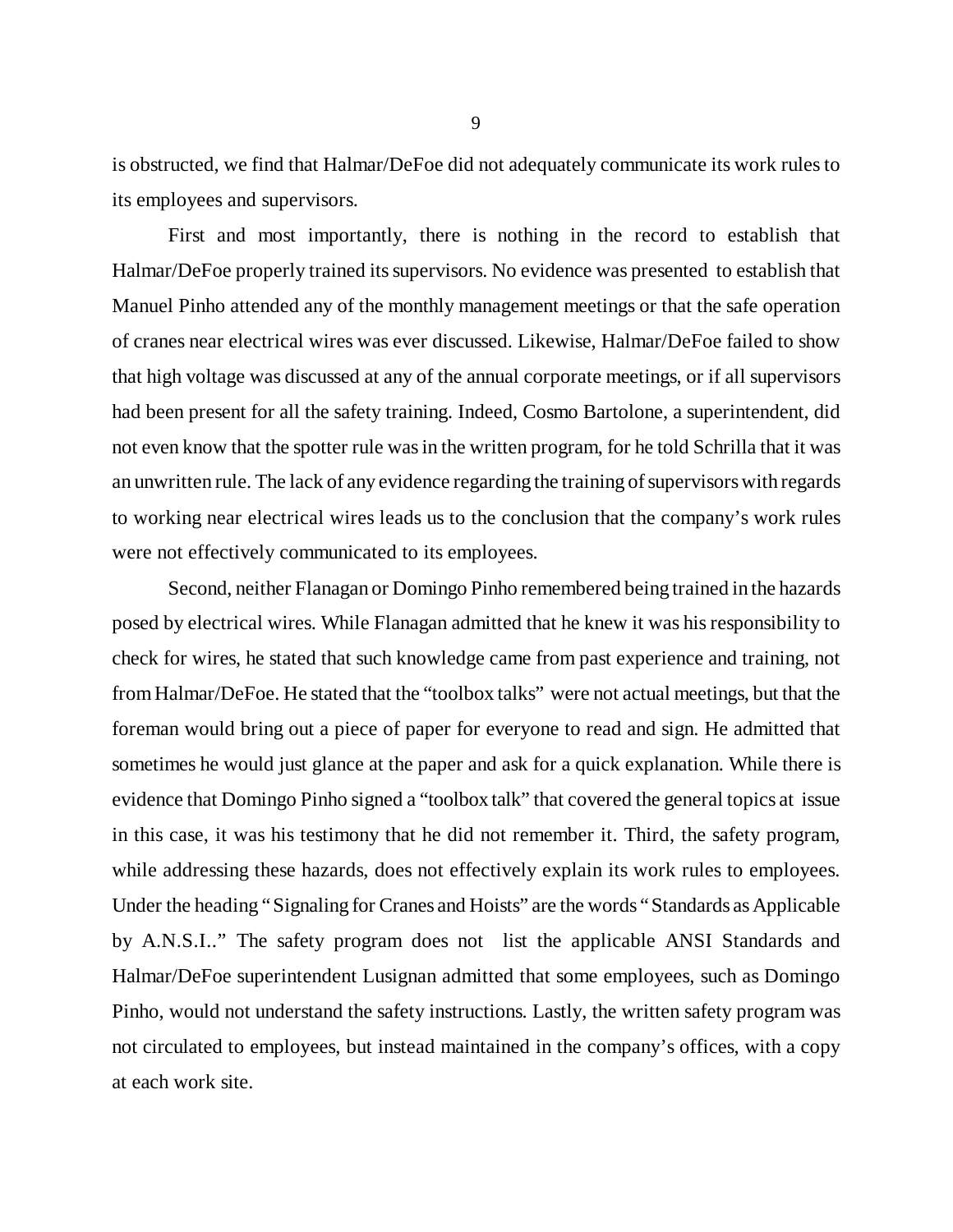is obstructed, we find that Halmar/DeFoe did not adequately communicate its work rules to its employees and supervisors.

First and most importantly, there is nothing in the record to establish that Halmar/DeFoe properly trained its supervisors. No evidence was presented to establish that Manuel Pinho attended any of the monthly management meetings or that the safe operation of cranes near electrical wires was ever discussed. Likewise, Halmar/DeFoe failed to show that high voltage was discussed at any of the annual corporate meetings, or if all supervisors had been present for all the safety training. Indeed, Cosmo Bartolone, a superintendent, did not even know that the spotter rule was in the written program, for he told Schrilla that it was an unwritten rule. The lack of any evidence regarding the training of supervisors with regards to working near electrical wires leads us to the conclusion that the company's work rules were not effectively communicated to its employees.

Second, neither Flanagan or Domingo Pinho remembered being trained in the hazards posed by electrical wires. While Flanagan admitted that he knew it was his responsibility to check for wires, he stated that such knowledge came from past experience and training, not from Halmar/DeFoe. He stated that the "toolbox talks" were not actual meetings, but that the foreman would bring out a piece of paper for everyone to read and sign. He admitted that sometimes he would just glance at the paper and ask for a quick explanation. While there is evidence that Domingo Pinho signed a "toolbox talk" that covered the general topics at issue in this case, it was his testimony that he did not remember it. Third, the safety program, while addressing these hazards, does not effectively explain its work rules to employees. Under the heading "Signaling for Cranes and Hoists" are the words "Standards as Applicable by A.N.S.I.." The safety program does not list the applicable ANSI Standards and Halmar/DeFoe superintendent Lusignan admitted that some employees, such as Domingo Pinho, would not understand the safety instructions. Lastly, the written safety program was not circulated to employees, but instead maintained in the company's offices, with a copy at each work site.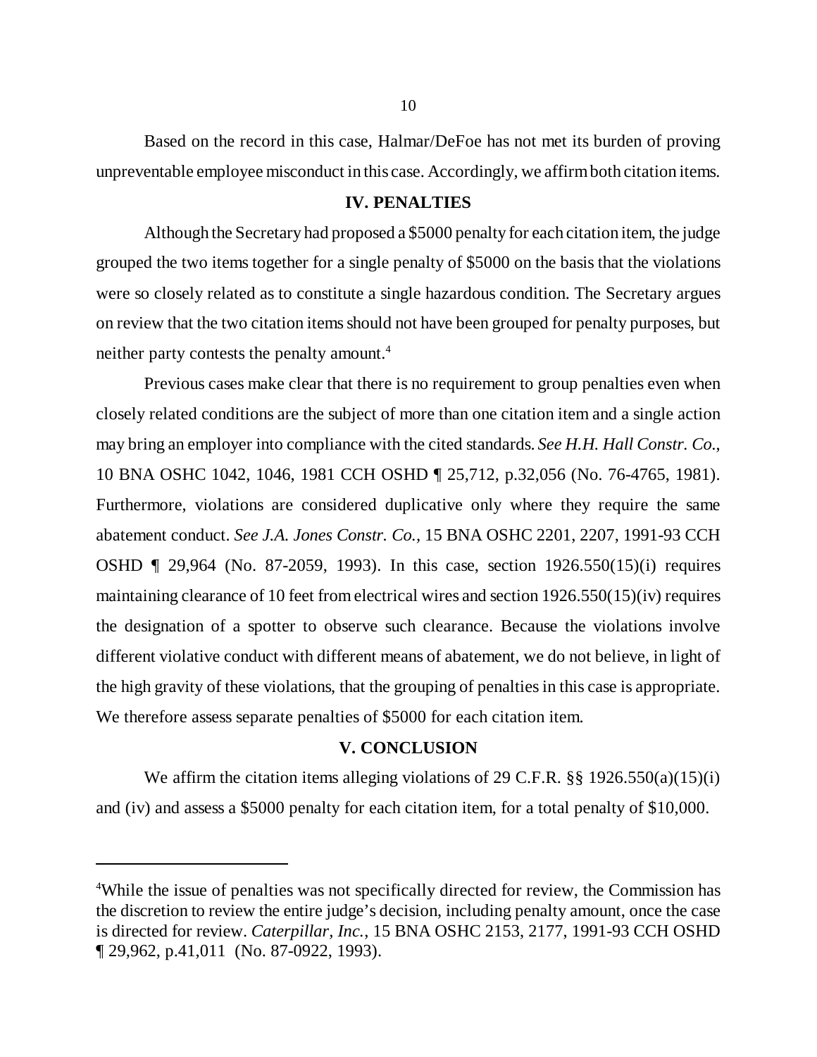Based on the record in this case, Halmar/DeFoe has not met its burden of proving unpreventable employee misconduct in this case. Accordingly, we affirm both citation items.

## IV. PENALTIES

Although the Secretary had proposed a $5000 penalty for each citation item, the judge grouped the two items together for a single penalty of $5000 on the basis that the violations were so closely related as to constitute a single hazardous condition. The Secretary argues on review that the two citation items should not have been grouped for penalty purposes, but neither party contests the penalty amount.[4]

Previous cases make clear that there is no requirement to group penalties even when closely related conditions are the subject of more than one citation item and a single action may bring an employer into compliance with the cited standards. *See H.H. Hall Constr. Co.*, 10 BNA OSHC 1042, 1046, 1981 CCH OSHD ¶ 25,712, p.32,056 (No. 76-4765, 1981). Furthermore, violations are considered duplicative only where they require the same abatement conduct. *See J.A. Jones Constr. Co.,* 15 BNA OSHC 2201, 2207, 1991-93 CCH OSHD ¶ 29,964 (No. 87-2059, 1993). In this case, section 1926.550(15)(i) requires maintaining clearance of 10 feet from electrical wires and section 1926.550(15)(iv) requires the designation of a spotter to observe such clearance. Because the violations involve different violative conduct with different means of abatement, we do not believe, in light of the high gravity of these violations, that the grouping of penalties in this case is appropriate. We therefore assess separate penalties of $5000 for each citation item.

## V. CONCLUSION

We affirm the citation items alleging violations of 29 C.F.R. §§ 1926.550(a)(15)(i) and (iv) and assess a $5000 penalty for each citation item, for a total penalty of $10,000.

---

[4]While the issue of penalties was not specifically directed for review, the Commission has the discretion to review the entire judge's decision, including penalty amount, once the case is directed for review. *Caterpillar, Inc.*, 15 BNA OSHC 2153, 2177, 1991-93 CCH OSHD ¶ 29,962, p.41,011 (No. 87-0922, 1993).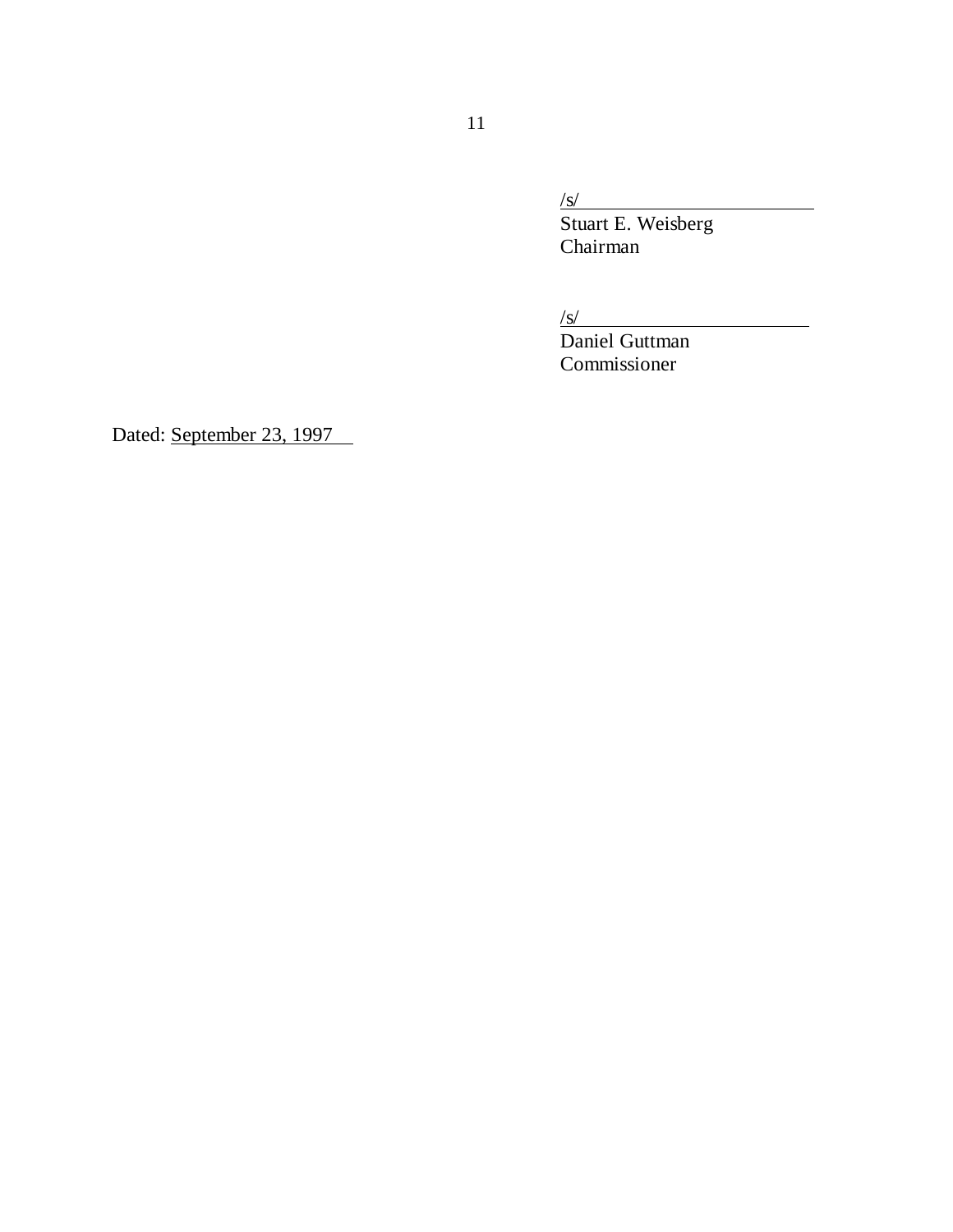/s/

Stuart E. Weisberg
Chairman

/s/

Daniel Guttman
Commissioner

Dated: September 23, 1997